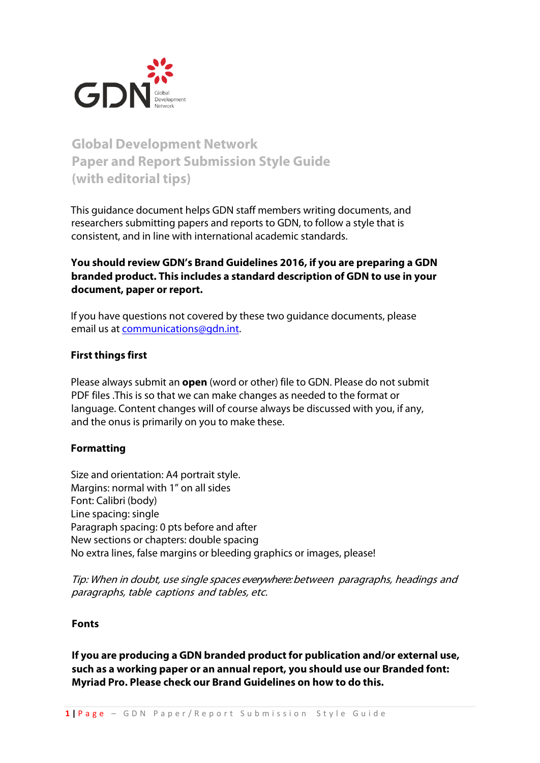# Global Development Network
# Paper and Report Submission Style Guide
# (with editorial tips)

This guidance document helps GDN staff members writing documents, and researchers submitting papers and reports to GDN, to follow a style that is consistent, and in line with international academic standards.

**You should review GDN's Brand Guidelines 2016, if you are preparing a GDN branded product. This includes a standard description of GDN to use in your document, paper or report.**

If you have questions not covered by these two guidance documents, please email us at communications@gdn.int.

### First things first

Please always submit an **open** (word or other) file to GDN. Please do not submit PDF files .This is so that we can make changes as needed to the format or language. Content changes will of course always be discussed with you, if any, and the onus is primarily on you to make these.

### Formatting

Size and orientation: A4 portrait style.
Margins: normal with 1" on all sides
Font: Calibri (body)
Line spacing: single
Paragraph spacing: 0 pts before and after
New sections or chapters: double spacing
No extra lines, false margins or bleeding graphics or images, please!

*Tip: When in doubt, use single spaces everywhere: between paragraphs, headings and paragraphs, table captions and tables, etc.*

### Fonts

**If you are producing a GDN branded product for publication and/or external use, such as a working paper or an annual report, you should use our Branded font: Myriad Pro. Please check our Brand Guidelines on how to do this.**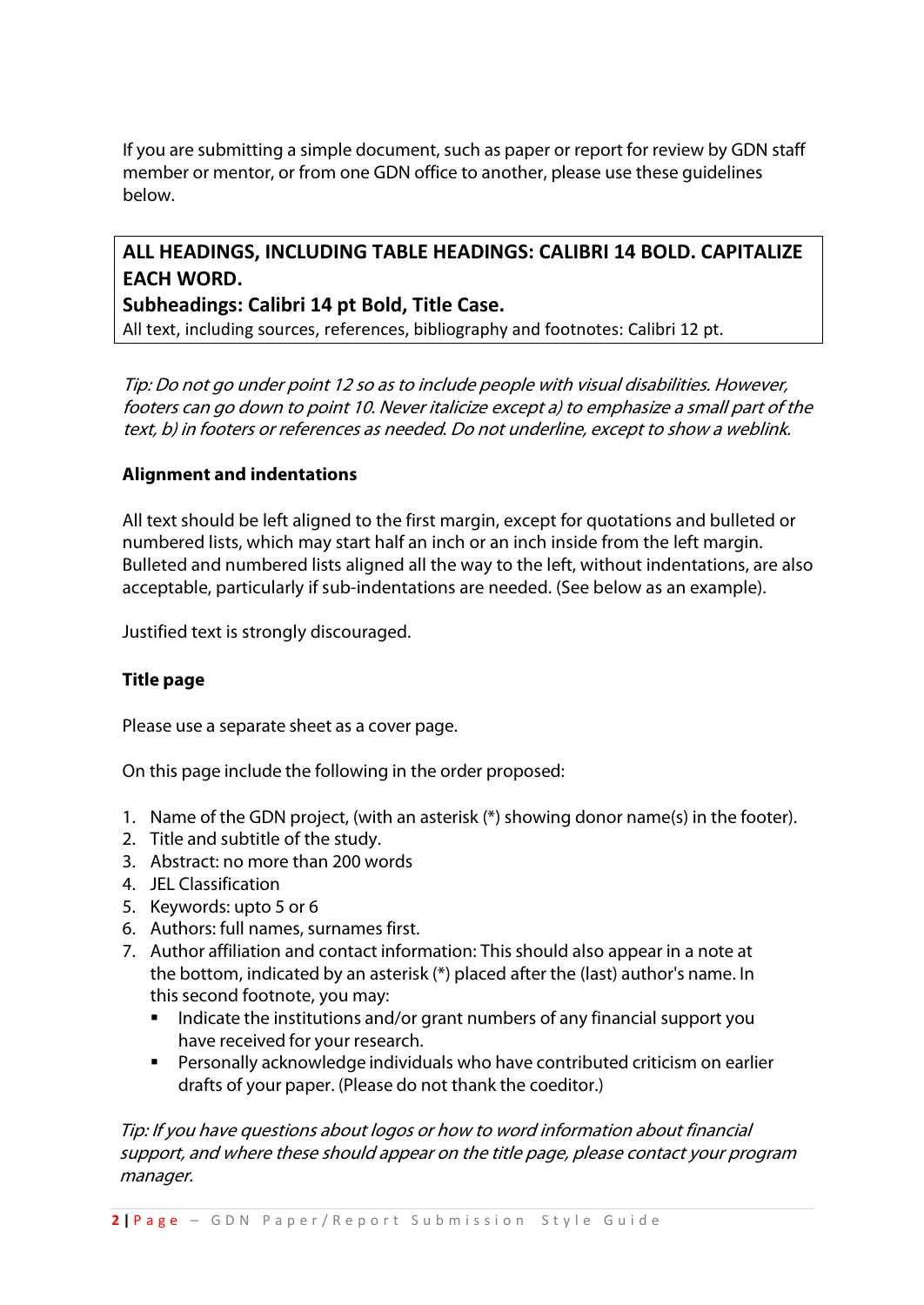If you are submitting a simple document, such as paper or report for review by GDN staff member or mentor, or from one GDN office to another, please use these guidelines below.

| **ALL HEADINGS, INCLUDING TABLE HEADINGS: CALIBRI 14 BOLD. CAPITALIZE EACH WORD.** |
| --- |
| **Subheadings: Calibri 14 pt Bold, Title Case.** |
| All text, including sources, references, bibliography and footnotes: Calibri 12 pt. |

*Tip: Do not go under point 12 so as to include people with visual disabilities. However, footers can go down to point 10. Never italicize except a) to emphasize a small part of the text, b) in footers or references as needed. Do not underline, except to show a weblink.*

**Alignment and indentations**

All text should be left aligned to the first margin, except for quotations and bulleted or numbered lists, which may start half an inch or an inch inside from the left margin. Bulleted and numbered lists aligned all the way to the left, without indentations, are also acceptable, particularly if sub-indentations are needed. (See below as an example).

Justified text is strongly discouraged.

**Title page**

Please use a separate sheet as a cover page.

On this page include the following in the order proposed:

1. Name of the GDN project, (with an asterisk (*) showing donor name(s) in the footer).
2. Title and subtitle of the study.
3. Abstract: no more than 200 words
4. JEL Classification
5. Keywords: upto 5 or 6
6. Authors: full names, surnames first.
7. Author affiliation and contact information: This should also appear in a note at the bottom, indicated by an asterisk (*) placed after the (last) author's name. In this second footnote, you may:
    - Indicate the institutions and/or grant numbers of any financial support you have received for your research.
    - Personally acknowledge individuals who have contributed criticism on earlier drafts of your paper. (Please do not thank the coeditor.)

*Tip: If you have questions about logos or how to word information about financial support, and where these should appear on the title page, please contact your program manager.*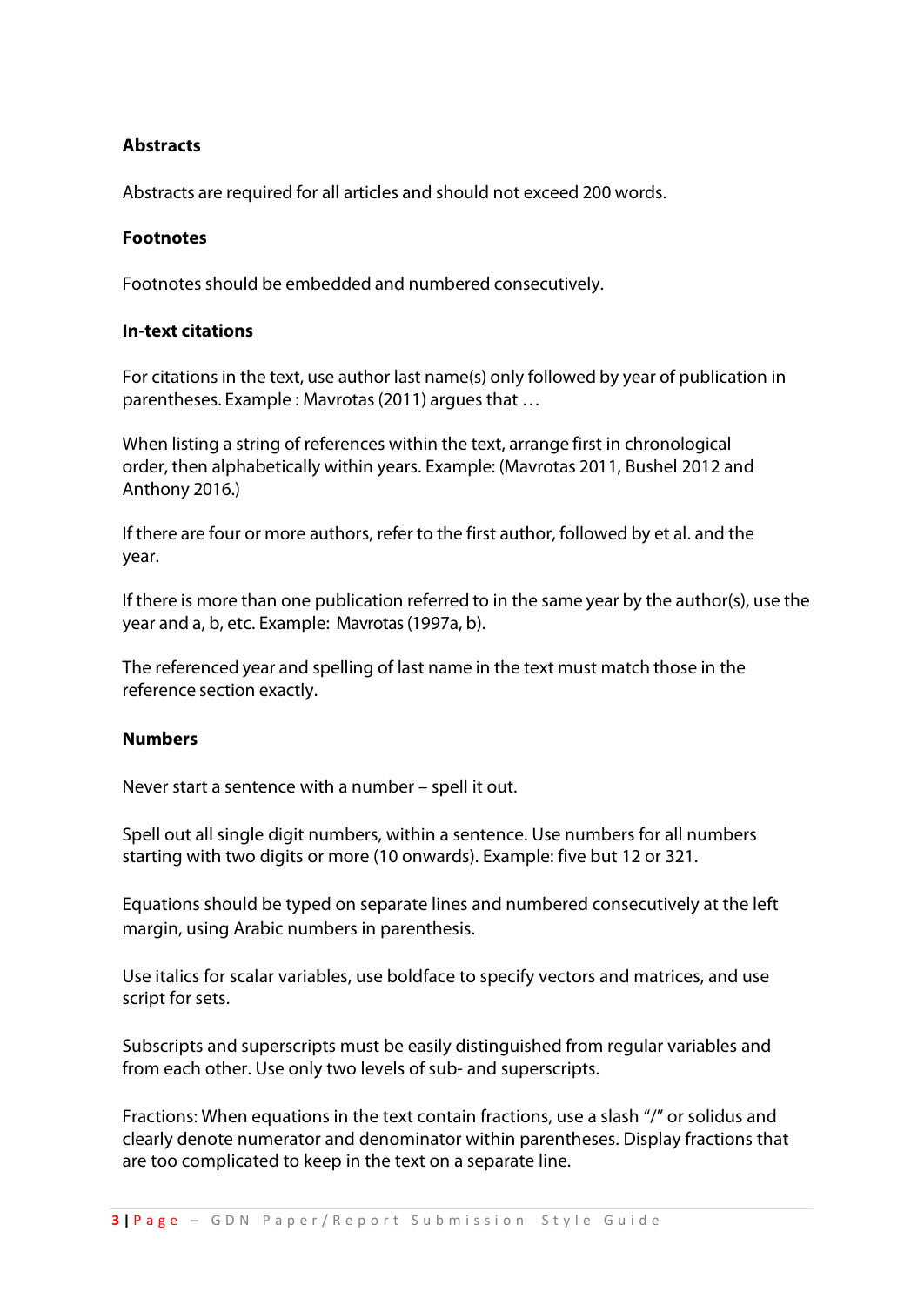### Abstracts

Abstracts are required for all articles and should not exceed 200 words.

### Footnotes

Footnotes should be embedded and numbered consecutively.

### In-text citations

For citations in the text, use author last name(s) only followed by year of publication in parentheses. Example : Mavrotas (2011) argues that …

When listing a string of references within the text, arrange first in chronological order, then alphabetically within years. Example: (Mavrotas 2011, Bushel 2012 and Anthony 2016.)

If there are four or more authors, refer to the first author, followed by et al. and the year.

If there is more than one publication referred to in the same year by the author(s), use the year and a, b, etc. Example: Mavrotas (1997a, b).

The referenced year and spelling of last name in the text must match those in the reference section exactly.

### Numbers

Never start a sentence with a number – spell it out.

Spell out all single digit numbers, within a sentence. Use numbers for all numbers starting with two digits or more (10 onwards). Example: five but 12 or 321.

Equations should be typed on separate lines and numbered consecutively at the left margin, using Arabic numbers in parenthesis.

Use italics for scalar variables, use boldface to specify vectors and matrices, and use script for sets.

Subscripts and superscripts must be easily distinguished from regular variables and from each other. Use only two levels of sub- and superscripts.

Fractions: When equations in the text contain fractions, use a slash "/" or solidus and clearly denote numerator and denominator within parentheses. Display fractions that are too complicated to keep in the text on a separate line.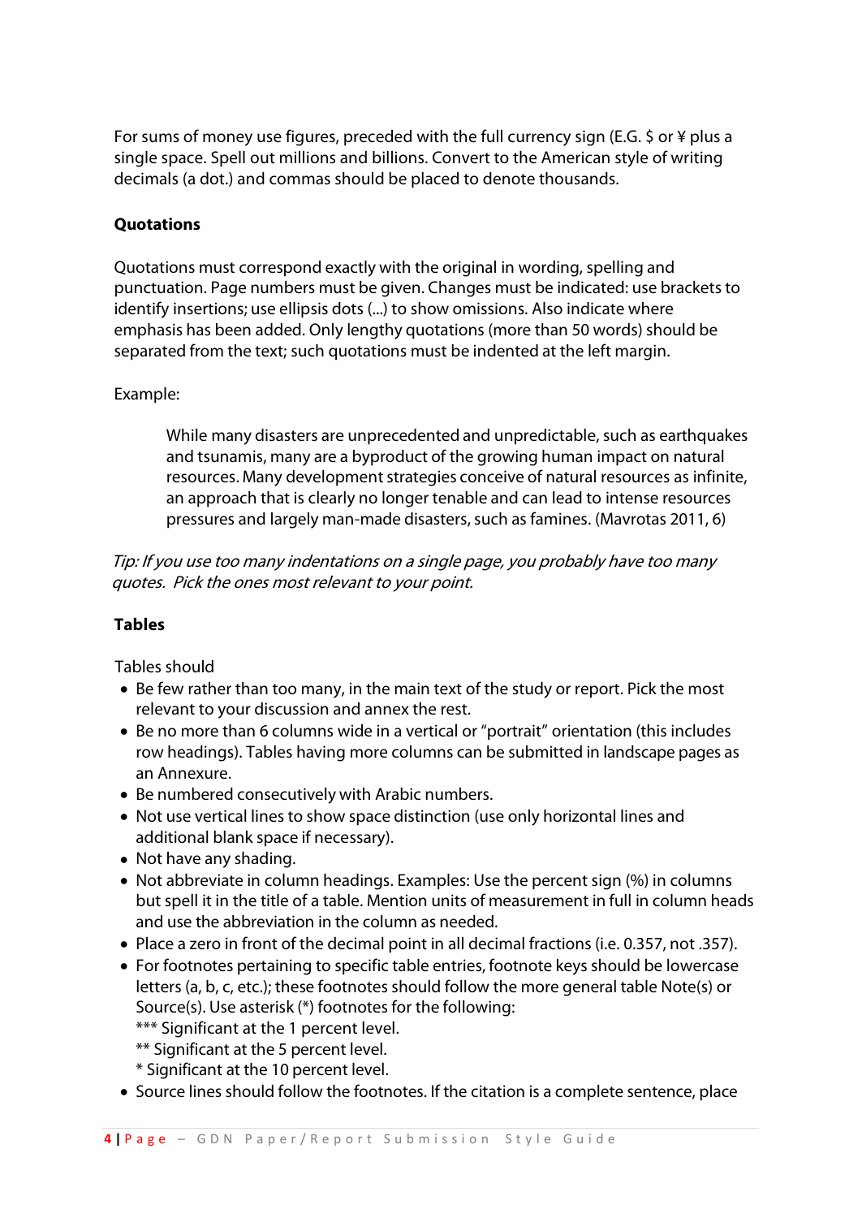For sums of money use figures, preceded with the full currency sign (E.G. $ or ¥ plus a single space. Spell out millions and billions. Convert to the American style of writing decimals (a dot.) and commas should be placed to denote thousands.

**Quotations**

Quotations must correspond exactly with the original in wording, spelling and punctuation. Page numbers must be given. Changes must be indicated: use brackets to identify insertions; use ellipsis dots (...) to show omissions. Also indicate where emphasis has been added. Only lengthy quotations (more than 50 words) should be separated from the text; such quotations must be indented at the left margin.

Example:

> While many disasters are unprecedented and unpredictable, such as earthquakes and tsunamis, many are a byproduct of the growing human impact on natural resources. Many development strategies conceive of natural resources as infinite, an approach that is clearly no longer tenable and can lead to intense resources pressures and largely man-made disasters, such as famines. (Mavrotas 2011, 6)

*Tip: If you use too many indentations on a single page, you probably have too many quotes. Pick the ones most relevant to your point.*

**Tables**

Tables should

- Be few rather than too many, in the main text of the study or report. Pick the most relevant to your discussion and annex the rest.
- Be no more than 6 columns wide in a vertical or "portrait" orientation (this includes row headings). Tables having more columns can be submitted in landscape pages as an Annexure.
- Be numbered consecutively with Arabic numbers.
- Not use vertical lines to show space distinction (use only horizontal lines and additional blank space if necessary).
- Not have any shading.
- Not abbreviate in column headings. Examples: Use the percent sign (%) in columns but spell it in the title of a table. Mention units of measurement in full in column heads and use the abbreviation in the column as needed.
- Place a zero in front of the decimal point in all decimal fractions (i.e. 0.357, not .357).
- For footnotes pertaining to specific table entries, footnote keys should be lowercase letters (a, b, c, etc.); these footnotes should follow the more general table Note(s) or Source(s). Use asterisk (*) footnotes for the following:
  *** Significant at the 1 percent level.
  ** Significant at the 5 percent level.
  * Significant at the 10 percent level.
- Source lines should follow the footnotes. If the citation is a complete sentence, place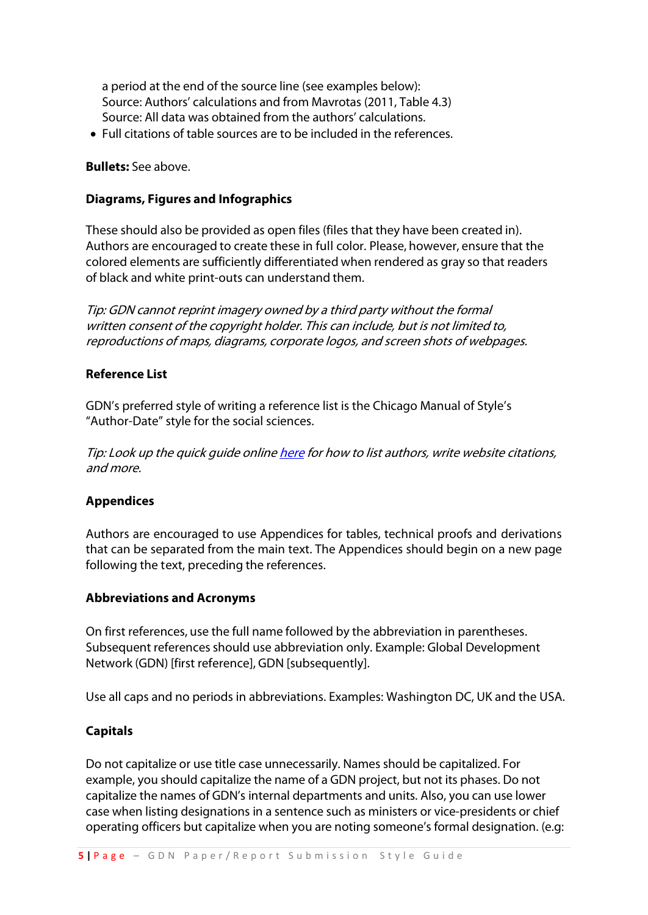a period at the end of the source line (see examples below):
Source: Authors' calculations and from Mavrotas (2011, Table 4.3)
Source: All data was obtained from the authors' calculations.

- Full citations of table sources are to be included in the references.

**Bullets:** See above.

**Diagrams, Figures and Infographics**

These should also be provided as open files (files that they have been created in). Authors are encouraged to create these in full color. Please, however, ensure that the colored elements are sufficiently differentiated when rendered as gray so that readers of black and white print-outs can understand them.

*Tip: GDN cannot reprint imagery owned by a third party without the formal written consent of the copyright holder. This can include, but is not limited to, reproductions of maps, diagrams, corporate logos, and screen shots of webpages.*

**Reference List**

GDN's preferred style of writing a reference list is the Chicago Manual of Style's "Author-Date" style for the social sciences.

*Tip: Look up the quick guide online here for how to list authors, write website citations, and more.*

**Appendices**

Authors are encouraged to use Appendices for tables, technical proofs and derivations that can be separated from the main text. The Appendices should begin on a new page following the text, preceding the references.

**Abbreviations and Acronyms**

On first references, use the full name followed by the abbreviation in parentheses. Subsequent references should use abbreviation only. Example: Global Development Network (GDN) [first reference], GDN [subsequently].

Use all caps and no periods in abbreviations. Examples: Washington DC, UK and the USA.

**Capitals**

Do not capitalize or use title case unnecessarily. Names should be capitalized. For example, you should capitalize the name of a GDN project, but not its phases. Do not capitalize the names of GDN's internal departments and units. Also, you can use lower case when listing designations in a sentence such as ministers or vice-presidents or chief operating officers but capitalize when you are noting someone's formal designation. (e.g: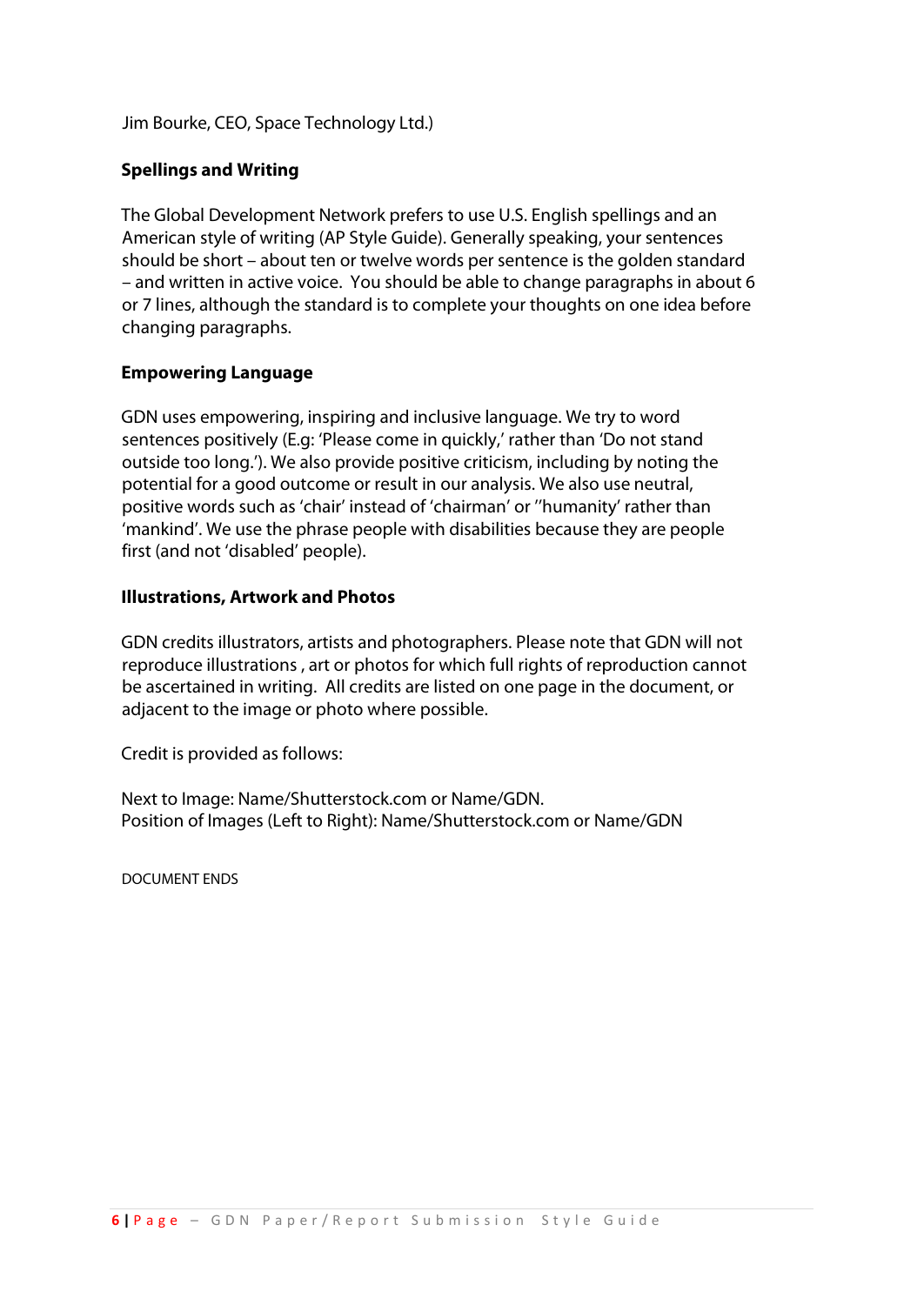Jim Bourke, CEO, Space Technology Ltd.)

**Spellings and Writing**

The Global Development Network prefers to use U.S. English spellings and an American style of writing (AP Style Guide). Generally speaking, your sentences should be short – about ten or twelve words per sentence is the golden standard – and written in active voice. You should be able to change paragraphs in about 6 or 7 lines, although the standard is to complete your thoughts on one idea before changing paragraphs.

**Empowering Language**

GDN uses empowering, inspiring and inclusive language. We try to word sentences positively (E.g: 'Please come in quickly,' rather than 'Do not stand outside too long.'). We also provide positive criticism, including by noting the potential for a good outcome or result in our analysis. We also use neutral, positive words such as 'chair' instead of 'chairman' or ''humanity' rather than 'mankind'. We use the phrase people with disabilities because they are people first (and not 'disabled' people).

**Illustrations, Artwork and Photos**

GDN credits illustrators, artists and photographers. Please note that GDN will not reproduce illustrations , art or photos for which full rights of reproduction cannot be ascertained in writing. All credits are listed on one page in the document, or adjacent to the image or photo where possible.

Credit is provided as follows:

Next to Image: Name/Shutterstock.com or Name/GDN.
Position of Images (Left to Right): Name/Shutterstock.com or Name/GDN

DOCUMENT ENDS